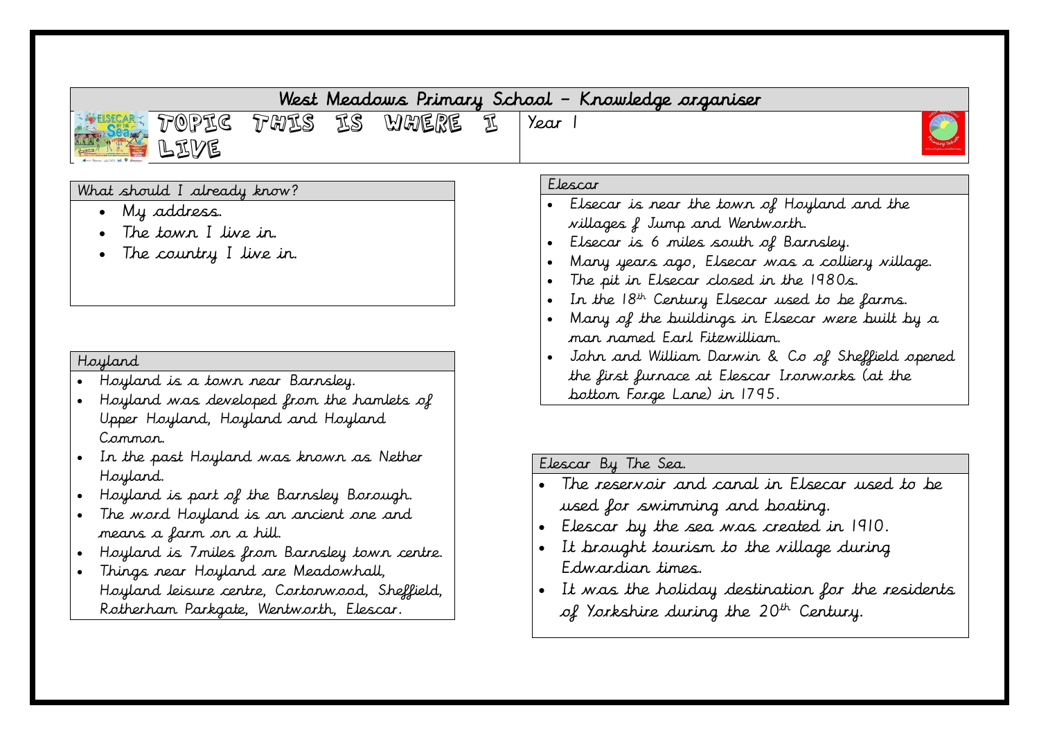# West Meadows Primary School – Knowledge organiser

## TOPIC THIS IS WHERE I LIVE

Year 1

### What should I already know?

- My address.
- The town I live in.
- The country I live in.

### Hoyland

- Hoyland is a town near Barnsley.
- Hoyland was developed from the hamlets of Upper Hoyland, Hoyland and Hoyland Common.
- In the past Hoyland was known as Nether Hoyland.
- Hoyland is part of the Barnsley Borough.
- The word Hoyland is an ancient one and means a farm on a hill.
- Hoyland is 7miles from Barnsley town centre.
- Things near Hoyland are Meadowhall, Hoyland leisure centre, Cortonwood, Sheffield, Rotherham Parkgate, Wentworth, Elescar.

### Elsecar

- Elsecar is near the town of Hoyland and the villages f Jump and Wentworth.
- Elsecar is 6 miles south of Barnsley.
- Many years ago, Elsecar was a colliery village.
- The pit in Elsecar closed in the 1980s.
- In the 18th Century Elsecar used to be farms.
- Many of the buildings in Elsecar were built by a man named Earl Fitzwilliam.
- John and William Darwin & Co of Sheffield opened the first furnace at Elescar Ironworks (at the bottom Forge Lane) in 1795.

### Elescar By The Sea.

- The reservoir and canal in Elsecar used to be used for swimming and boating.
- Elescar by the sea was created in 1910.
- It brought tourism to the village during Edwardian times.
- It was the holiday destination for the residents of Yorkshire during the 20th Century.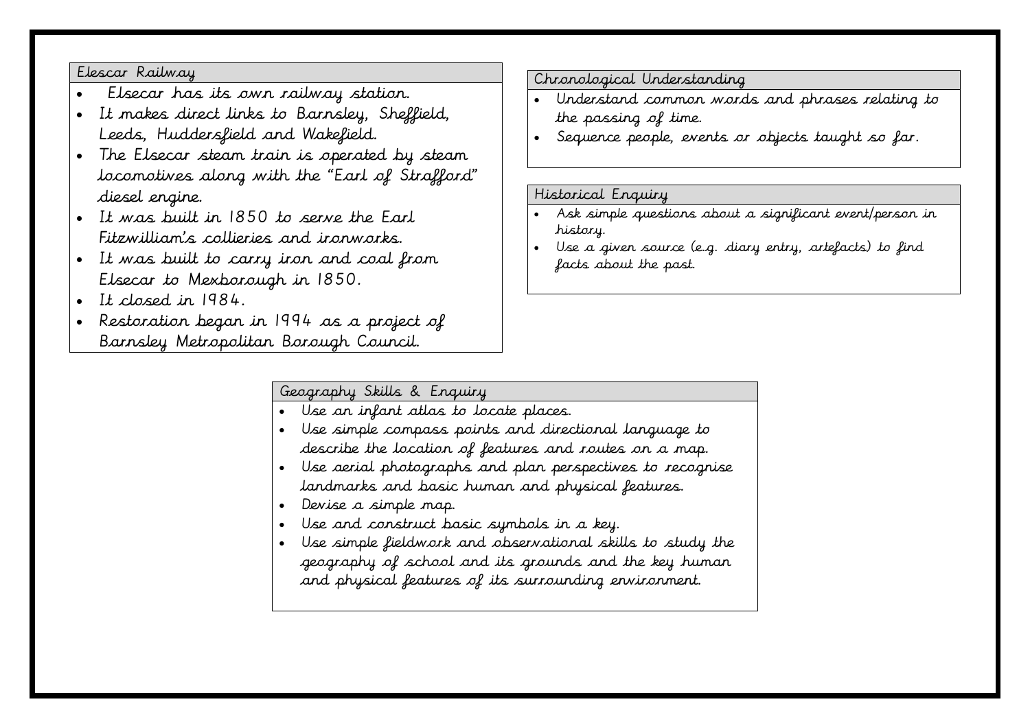## Elescar Railway

- Elsecar has its own railway station.
- It makes direct links to Barnsley, Sheffield, Leeds, Huddersfield and Wakefield.
- The Elsecar steam train is operated by steam locomotives along with the "Earl of Strafford" diesel engine.
- It was built in 1850 to serve the Earl Fitzwilliam's collieries and ironworks.
- It was built to carry iron and coal from Elsecar to Mexborough in 1850.
- It closed in 1984.
- Restoration began in 1994 as a project of Barnsley Metropolitan Borough Council.

## Chronological Understanding

- Understand common words and phrases relating to the passing of time.
- Sequence people, events or objects taught so far.

## Historical Enquiry

- Ask simple questions about a significant event/person in history.
- Use a given source (e.g. diary entry, artefacts) to find facts about the past.

## Geography Skills & Enquiry

- Use an infant atlas to locate places.
- Use simple compass points and directional language to describe the location of features and routes on a map.
- Use aerial photographs and plan perspectives to recognise landmarks and basic human and physical features.
- Devise a simple map.
- Use and construct basic symbols in a key.
- Use simple fieldwork and observational skills to study the geography of school and its grounds and the key human and physical features of its surrounding environment.